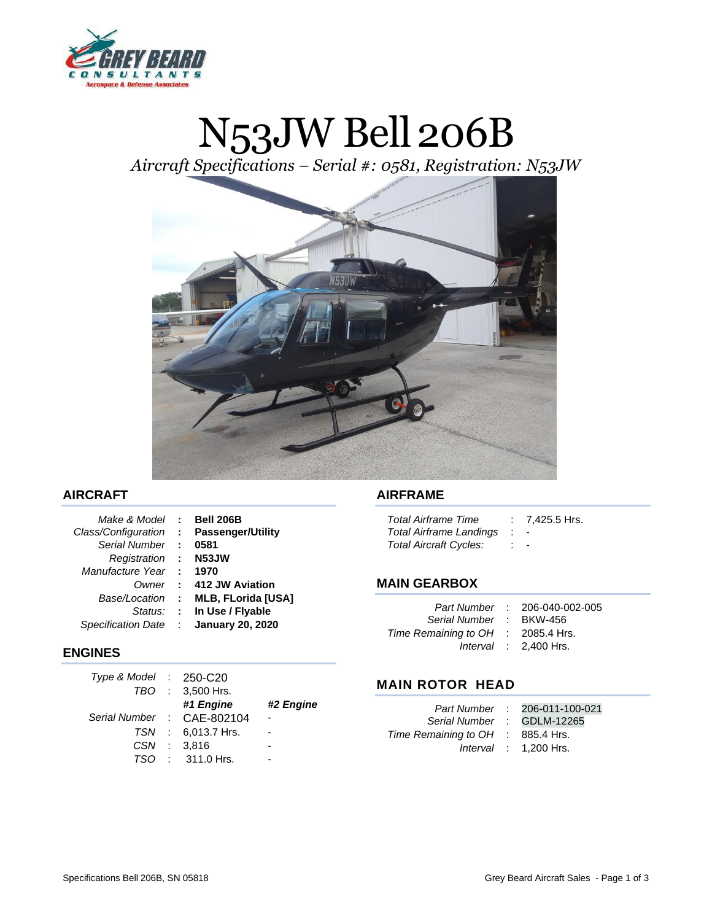# N53JW Bell 206B

*Aircraft Specifications – Serial #: 0581, Registration: N53JW*

## AIRCRAFT

| | | |
|---|---|---|
| *Make & Model* | : | **Bell 206B** |
| *Class/Configuration* | : | **Passenger/Utility** |
| *Serial Number* | : | **0581** |
| *Registration* | : | **N53JW** |
| *Manufacture Year* | : | **1970** |
| *Owner* | : | **412 JW Aviation** |
| *Base/Location* | : | **MLB, FLorida [USA]** |
| *Status:* | : | **In Use / Flyable** |
| *Specification Date* | : | **January 20, 2020** |

## ENGINES

| | | | |
|---|---|---|---|
| *Type & Model* | : | 250-C20 | |
| *TBO* | : | 3,500 Hrs. | |
| | | ***#1 Engine*** | ***#2 Engine*** |
| *Serial Number* | : | CAE-802104 | - |
| *TSN* | : | 6,013.7 Hrs. | - |
| *CSN* | : | 3,816 | - |
| *TSO* | : | 311.0 Hrs. | - |

## AIRFRAME

| | | |
|---|---|---|
| *Total Airframe Time* | : | 7,425.5 Hrs. |
| *Total Airframe Landings* | : | - |
| *Total Aircraft Cycles:* | : | - |

## MAIN GEARBOX

| | | |
|---|---|---|
| *Part Number* | : | 206-040-002-005 |
| *Serial Number* | : | BKW-456 |
| *Time Remaining to OH* | : | 2085.4 Hrs. |
| *Interval* | : | 2,400 Hrs. |

## MAIN ROTOR HEAD

| | | |
|---|---|---|
| *Part Number* | : | 206-011-100-021 |
| *Serial Number* | : | GDLM-12265 |
| *Time Remaining to OH* | : | 885.4 Hrs. |
| *Interval* | : | 1,200 Hrs. |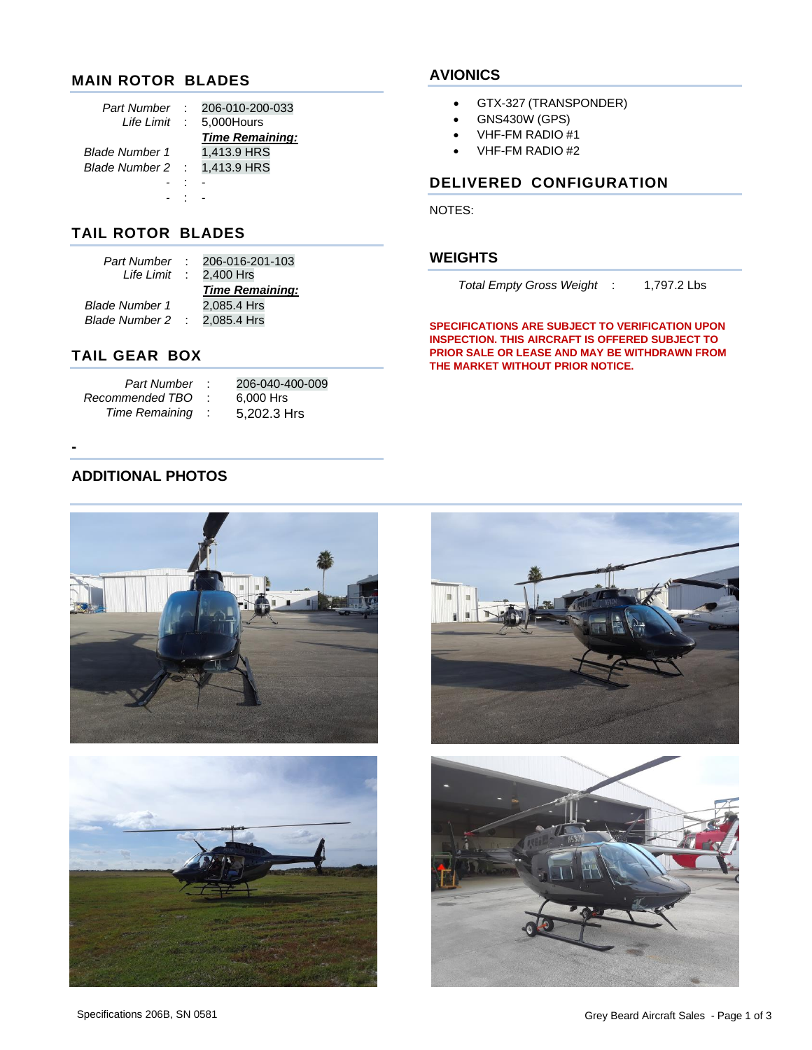## MAIN ROTOR BLADES

| | | |
|---|---|---|
| *Part Number* | : | 206-010-200-033 |
| *Life Limit* | : | 5,000Hours |
| | | ***Time Remaining:*** |
| *Blade Number 1* | | 1,413.9 HRS |
| *Blade Number 2* | : | 1,413.9 HRS |
| - | : | - |
| - | : | - |

## TAIL ROTOR BLADES

| | | |
|---|---|---|
| *Part Number* | : | 206-016-201-103 |
| *Life Limit* | : | 2,400 Hrs |
| | | ***Time Remaining:*** |
| *Blade Number 1* | | 2,085.4 Hrs |
| *Blade Number 2* | : | 2,085.4 Hrs |

## TAIL GEAR BOX

| | | |
|---|---|---|
| *Part Number* | : | 206-040-400-009 |
| *Recommended TBO* | : | 6,000 Hrs |
| *Time Remaining* | : | 5,202.3 Hrs |

-

## ADDITIONAL PHOTOS

## AVIONICS

- GTX-327 (TRANSPONDER)
- GNS430W (GPS)
- VHF-FM RADIO #1
- VHF-FM RADIO #2

## DELIVERED CONFIGURATION

NOTES:

## WEIGHTS

*Total Empty Gross Weight* : 1,797.2 Lbs

**SPECIFICATIONS ARE SUBJECT TO VERIFICATION UPON INSPECTION. THIS AIRCRAFT IS OFFERED SUBJECT TO PRIOR SALE OR LEASE AND MAY BE WITHDRAWN FROM THE MARKET WITHOUT PRIOR NOTICE.**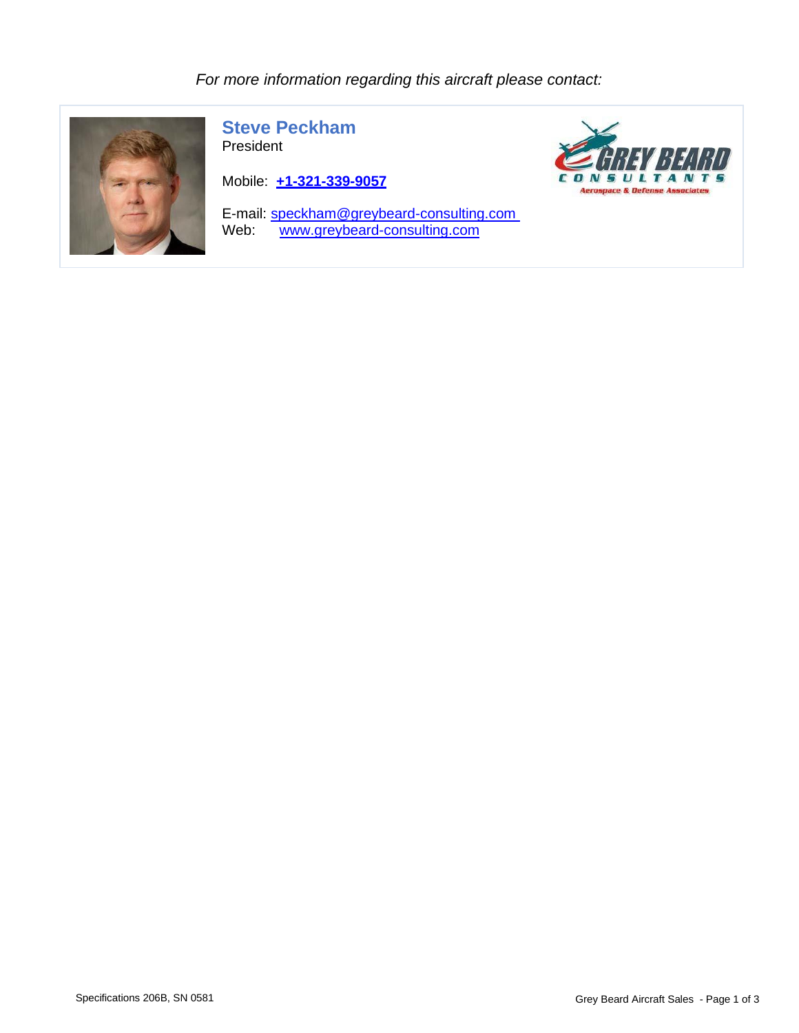*For more information regarding this aircraft please contact:*

**Steve Peckham**
President

Mobile: **+1-321-339-9057**

E-mail: speckham@greybeard-consulting.com
Web: www.greybeard-consulting.com